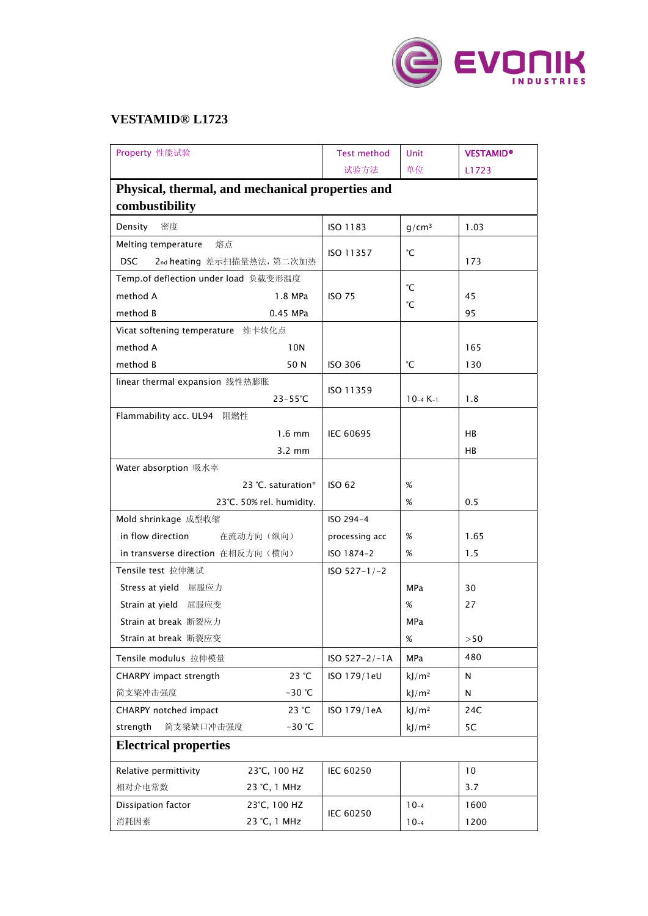## VESTAMID® L1723

| Property 性能试验 | Test method 试验方法 | Unit 单位 | VESTAMID® L1723 |
|---|---|---|---|
| **Physical, thermal, and mechanical properties and combustibility** | | | |
| Density 密度 | ISO 1183 | g/cm³ | 1.03 |
| Melting temperature 熔点 DSC 2nd heating 差示扫描量热法，第二次加热 | ISO 11357 | °C | 173 |
| Temp.of deflection under load 负载变形温度 | ISO 75 | | |
| method A 1.8 MPa | | °C | 45 |
| method B 0.45 MPa | | °C | 95 |
| Vicat softening temperature 维卡软化点 | | | |
| method A 10N | | | 165 |
| method B 50 N | ISO 306 | °C | 130 |
| linear thermal expansion 线性热膨胀 23-55°C | ISO 11359 | $10^{-4}$ $K^{-1}$ | 1.8 |
| Flammability acc. UL94 阻燃性 | | | |
| 1.6 mm | IEC 60695 | | HB |
| 3.2 mm | | | HB |
| Water absorption 吸水率 | | | |
| 23 °C. saturation* | ISO 62 | % | |
| 23°C. 50% rel. humidity. | | % | 0.5 |
| Mold shrinkage 成型收缩 | ISO 294-4 | | |
| in flow direction 在流动方向（纵向） | processing acc | % | 1.65 |
| in transverse direction 在相反方向（横向） | ISO 1874-2 | % | 1.5 |
| Tensile test 拉伸测试 | ISO 527-1/-2 | | |
| Stress at yield 屈服应力 | | MPa | 30 |
| Strain at yield 屈服应变 | | % | 27 |
| Strain at break 断裂应力 | | MPa | |
| Strain at break 断裂应变 | | % | >50 |
| Tensile modulus 拉伸模量 | ISO 527-2/-1A | MPa | 480 |
| CHARPY impact strength 23 °C | ISO 179/1eU | kJ/m² | N |
| 简支梁冲击强度 -30 °C | | kJ/m² | N |
| CHARPY notched impact 23 °C | ISO 179/1eA | kJ/m² | 24C |
| strength 简支梁缺口冲击强度 -30 °C | | kJ/m² | 5C |
| **Electrical properties** | | | |
| Relative permittivity 23°C, 100 HZ | IEC 60250 | | 10 |
| 相对介电常数 23 °C, 1 MHz | | | 3.7 |
| Dissipation factor 23°C, 100 HZ | IEC 60250 | $10^{-4}$ | 1600 |
| 消耗因素 23 °C, 1 MHz | | $10^{-4}$ | 1200 |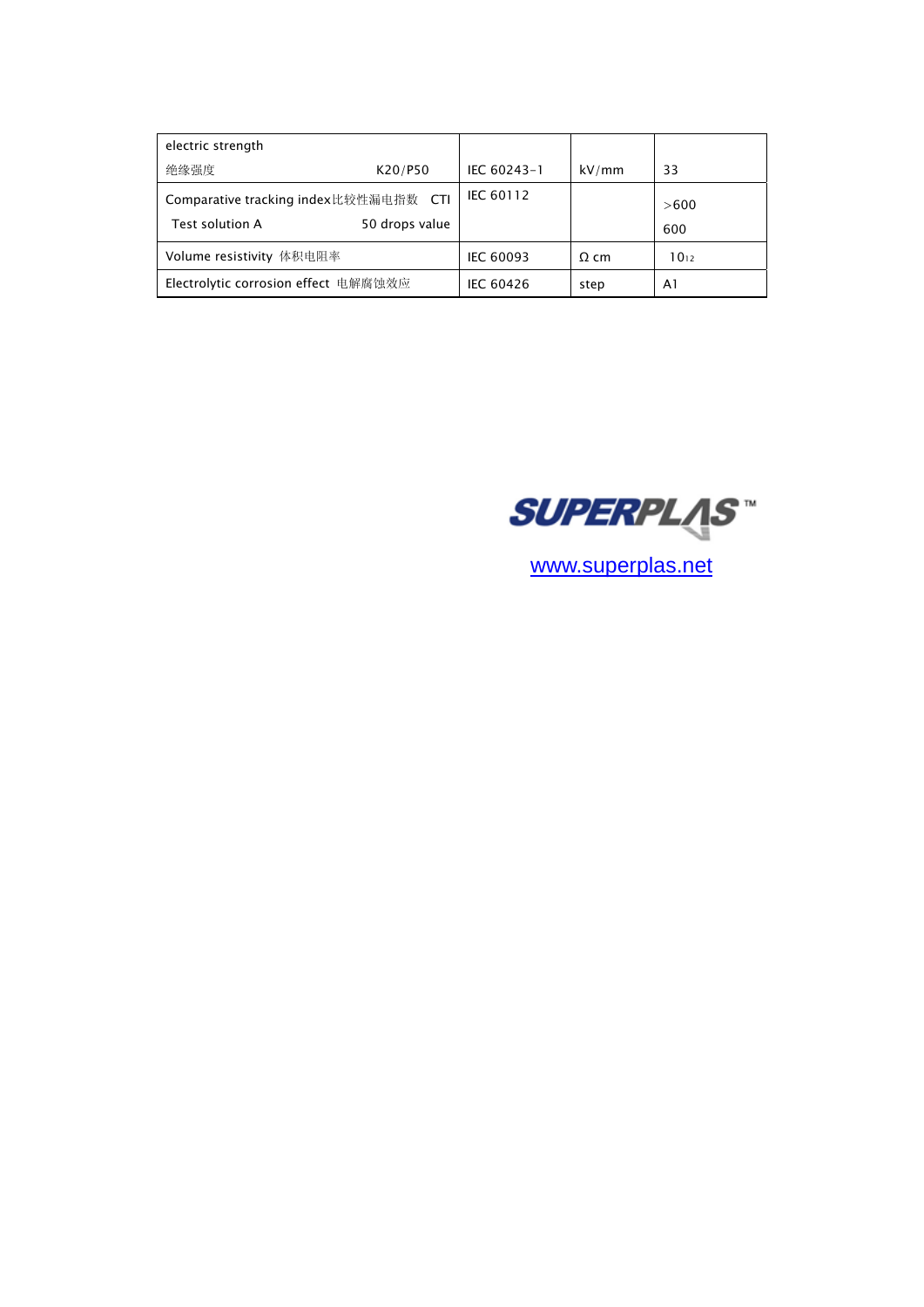| | | | |
|---|---|---|---|
| electric strength<br>绝缘强度 K20/P50 | IEC 60243-1 | kV/mm | 33 |
| Comparative tracking index比较性漏电指数 CTI<br>Test solution A 50 drops value | IEC 60112 | | >600<br>600 |
| Volume resistivity 体积电阻率 | IEC 60093 | Ω cm | $10^{12}$ |
| Electrolytic corrosion effect 电解腐蚀效应 | IEC 60426 | step | A1 |

SUPERPLAS™

www.superplas.net